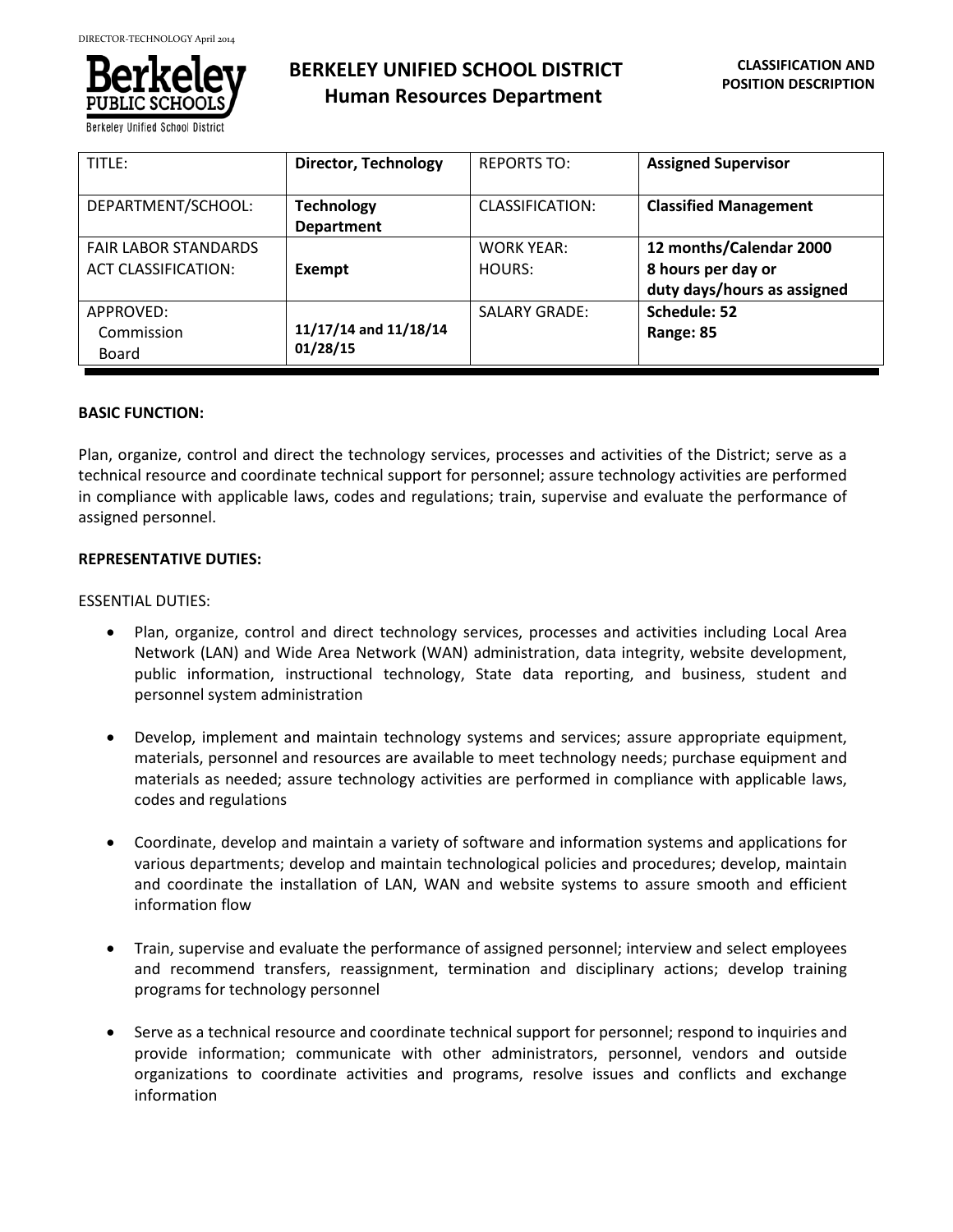# BERKELEY UNIFIED SCHOOL DISTRICT
## Human Resources Department

**CLASSIFICATION AND POSITION DESCRIPTION**

| TITLE: | **Director, Technology** | REPORTS TO: | **Assigned Supervisor** |
|---|---|---|---|
| DEPARTMENT/SCHOOL: | **Technology Department** | CLASSIFICATION: | **Classified Management** |
| FAIR LABOR STANDARDS ACT CLASSIFICATION: | **Exempt** | WORK YEAR: HOURS: | **12 months/Calendar 2000 8 hours per day or duty days/hours as assigned** |
| APPROVED: Commission Board | **11/17/14 and 11/18/14 01/28/15** | SALARY GRADE: | **Schedule: 52 Range: 85** |

**BASIC FUNCTION:**

Plan, organize, control and direct the technology services, processes and activities of the District; serve as a technical resource and coordinate technical support for personnel; assure technology activities are performed in compliance with applicable laws, codes and regulations; train, supervise and evaluate the performance of assigned personnel.

**REPRESENTATIVE DUTIES:**

ESSENTIAL DUTIES:

- Plan, organize, control and direct technology services, processes and activities including Local Area Network (LAN) and Wide Area Network (WAN) administration, data integrity, website development, public information, instructional technology, State data reporting, and business, student and personnel system administration
- Develop, implement and maintain technology systems and services; assure appropriate equipment, materials, personnel and resources are available to meet technology needs; purchase equipment and materials as needed; assure technology activities are performed in compliance with applicable laws, codes and regulations
- Coordinate, develop and maintain a variety of software and information systems and applications for various departments; develop and maintain technological policies and procedures; develop, maintain and coordinate the installation of LAN, WAN and website systems to assure smooth and efficient information flow
- Train, supervise and evaluate the performance of assigned personnel; interview and select employees and recommend transfers, reassignment, termination and disciplinary actions; develop training programs for technology personnel
- Serve as a technical resource and coordinate technical support for personnel; respond to inquiries and provide information; communicate with other administrators, personnel, vendors and outside organizations to coordinate activities and programs, resolve issues and conflicts and exchange information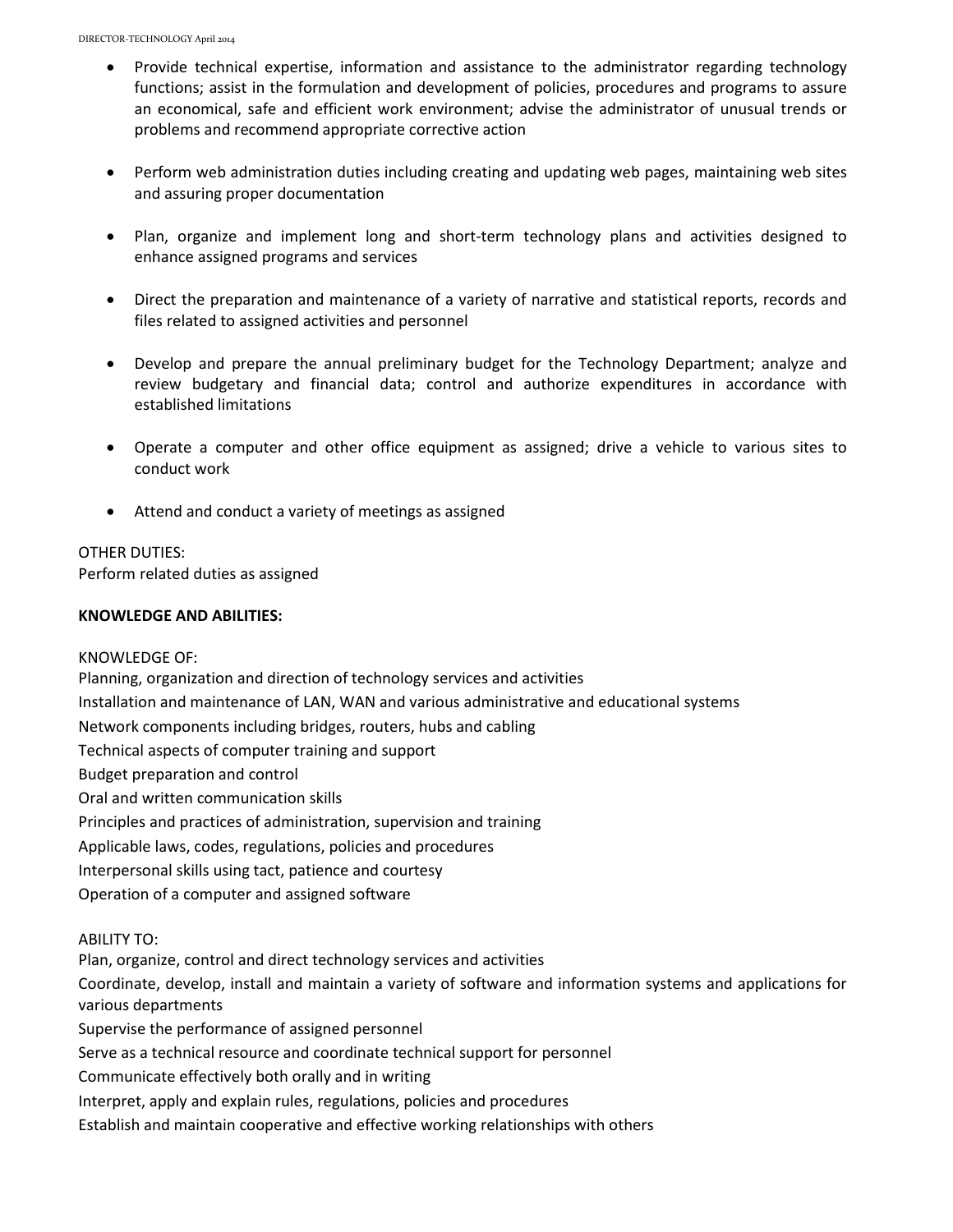- Provide technical expertise, information and assistance to the administrator regarding technology functions; assist in the formulation and development of policies, procedures and programs to assure an economical, safe and efficient work environment; advise the administrator of unusual trends or problems and recommend appropriate corrective action

- Perform web administration duties including creating and updating web pages, maintaining web sites and assuring proper documentation

- Plan, organize and implement long and short-term technology plans and activities designed to enhance assigned programs and services

- Direct the preparation and maintenance of a variety of narrative and statistical reports, records and files related to assigned activities and personnel

- Develop and prepare the annual preliminary budget for the Technology Department; analyze and review budgetary and financial data; control and authorize expenditures in accordance with established limitations

- Operate a computer and other office equipment as assigned; drive a vehicle to various sites to conduct work

- Attend and conduct a variety of meetings as assigned

OTHER DUTIES:
Perform related duties as assigned

**KNOWLEDGE AND ABILITIES:**

KNOWLEDGE OF:
Planning, organization and direction of technology services and activities
Installation and maintenance of LAN, WAN and various administrative and educational systems
Network components including bridges, routers, hubs and cabling
Technical aspects of computer training and support
Budget preparation and control
Oral and written communication skills
Principles and practices of administration, supervision and training
Applicable laws, codes, regulations, policies and procedures
Interpersonal skills using tact, patience and courtesy
Operation of a computer and assigned software

ABILITY TO:
Plan, organize, control and direct technology services and activities
Coordinate, develop, install and maintain a variety of software and information systems and applications for various departments
Supervise the performance of assigned personnel
Serve as a technical resource and coordinate technical support for personnel
Communicate effectively both orally and in writing
Interpret, apply and explain rules, regulations, policies and procedures
Establish and maintain cooperative and effective working relationships with others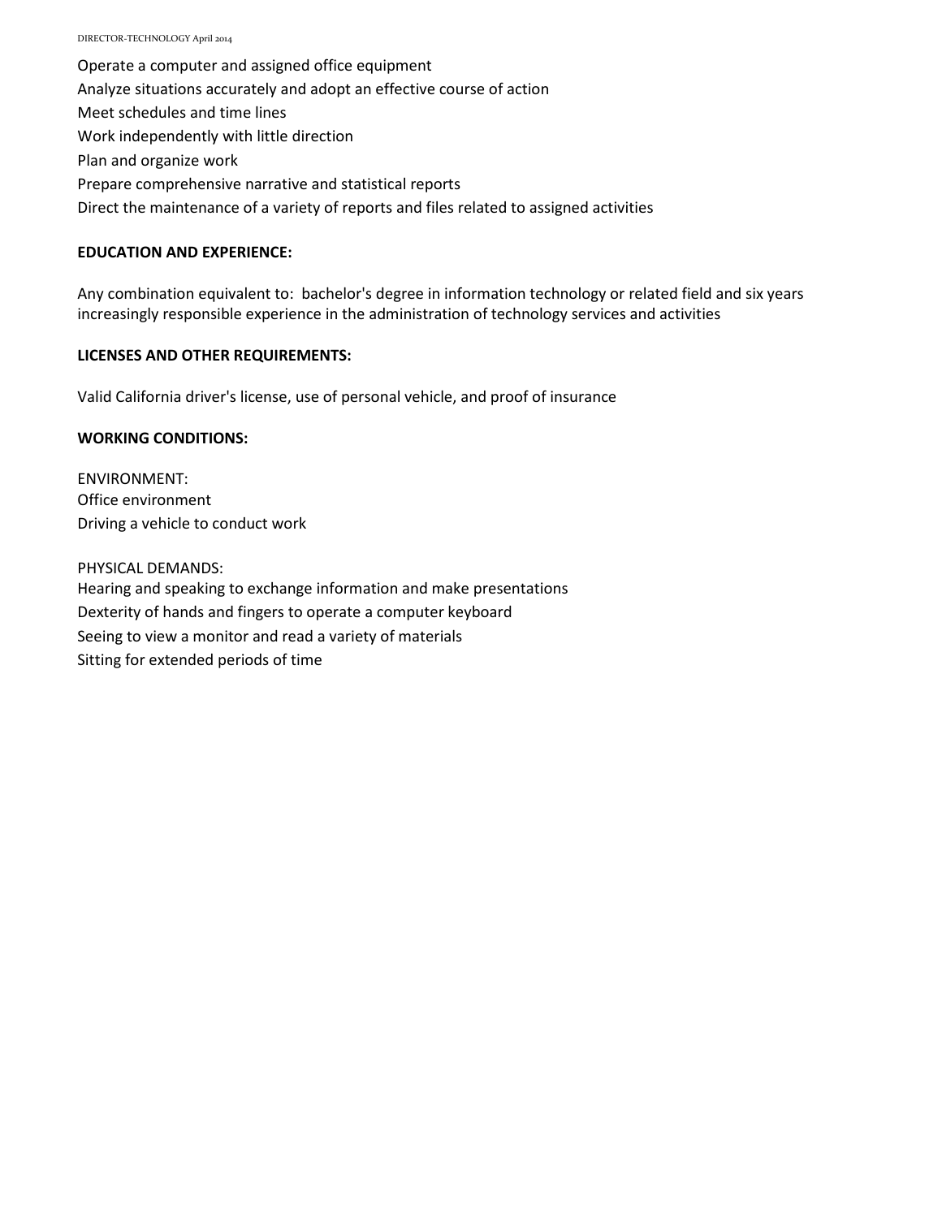Operate a computer and assigned office equipment
Analyze situations accurately and adopt an effective course of action
Meet schedules and time lines
Work independently with little direction
Plan and organize work
Prepare comprehensive narrative and statistical reports
Direct the maintenance of a variety of reports and files related to assigned activities

**EDUCATION AND EXPERIENCE:**

Any combination equivalent to: bachelor's degree in information technology or related field and six years increasingly responsible experience in the administration of technology services and activities

**LICENSES AND OTHER REQUIREMENTS:**

Valid California driver's license, use of personal vehicle, and proof of insurance

**WORKING CONDITIONS:**

ENVIRONMENT:
Office environment
Driving a vehicle to conduct work

PHYSICAL DEMANDS:
Hearing and speaking to exchange information and make presentations
Dexterity of hands and fingers to operate a computer keyboard
Seeing to view a monitor and read a variety of materials
Sitting for extended periods of time